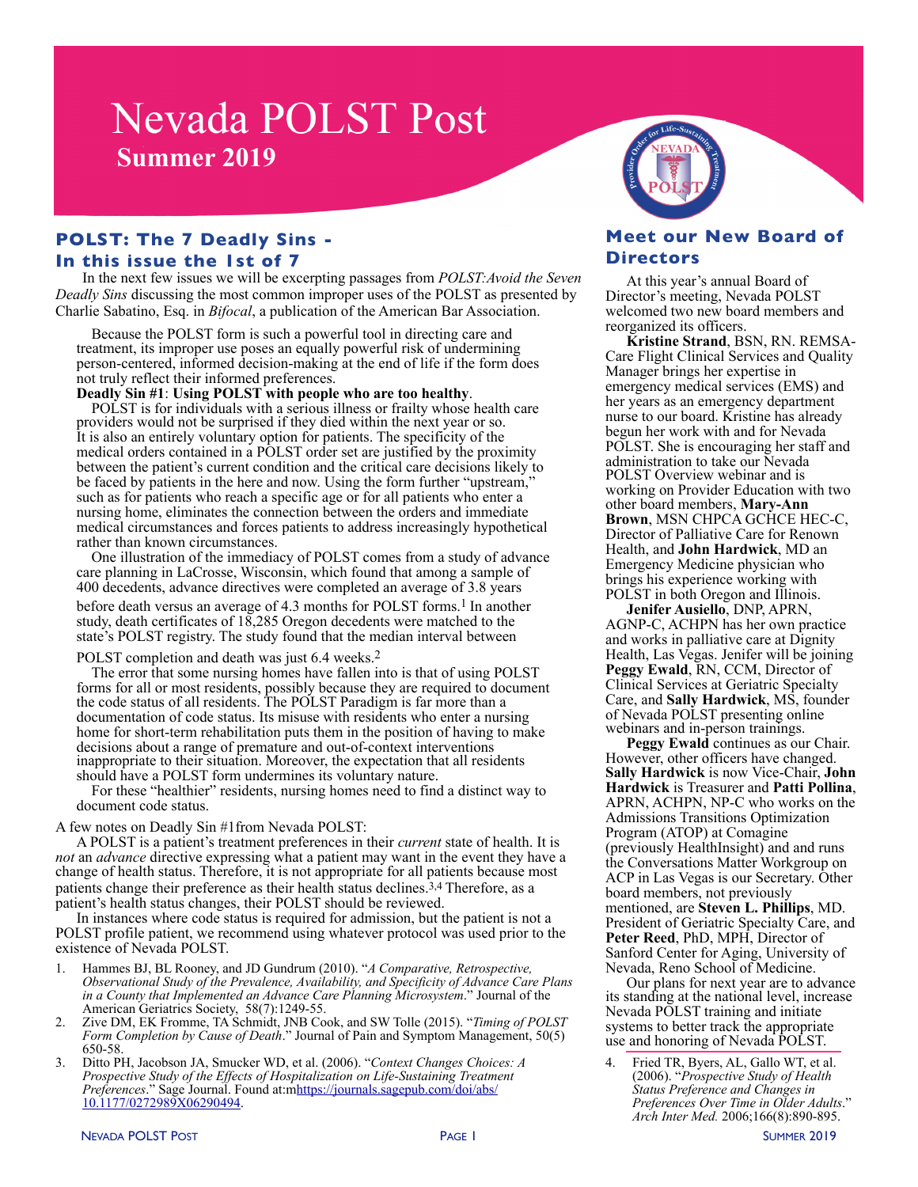# Nevada POLST Post

**Summer 2019**

## POLST: The 7 Deadly Sins - In this issue the 1st of 7

In the next few issues we will be excerpting passages from *POLST:Avoid the Seven Deadly Sins* discussing the most common improper uses of the POLST as presented by Charlie Sabatino, Esq. in *Bifocal*, a publication of the American Bar Association.

Because the POLST form is such a powerful tool in directing care and treatment, its improper use poses an equally powerful risk of undermining person-centered, informed decision-making at the end of life if the form does not truly reflect their informed preferences.

**Deadly Sin #1**: **Using POLST with people who are too healthy**.

POLST is for individuals with a serious illness or frailty whose health care providers would not be surprised if they died within the next year or so. It is also an entirely voluntary option for patients. The specificity of the medical orders contained in a POLST order set are justified by the proximity between the patient's current condition and the critical care decisions likely to be faced by patients in the here and now. Using the form further "upstream," such as for patients who reach a specific age or for all patients who enter a nursing home, eliminates the connection between the orders and immediate medical circumstances and forces patients to address increasingly hypothetical rather than known circumstances.

One illustration of the immediacy of POLST comes from a study of advance care planning in LaCrosse, Wisconsin, which found that among a sample of 400 decedents, advance directives were completed an average of 3.8 years before death versus an average of 4.3 months for POLST forms.[1] In another study, death certificates of 18,285 Oregon decedents were matched to the state's POLST registry. The study found that the median interval between POLST completion and death was just 6.4 weeks.[2]

The error that some nursing homes have fallen into is that of using POLST forms for all or most residents, possibly because they are required to document the code status of all residents. The POLST Paradigm is far more than a documentation of code status. Its misuse with residents who enter a nursing home for short-term rehabilitation puts them in the position of having to make decisions about a range of premature and out-of-context interventions inappropriate to their situation. Moreover, the expectation that all residents should have a POLST form undermines its voluntary nature.

For these "healthier" residents, nursing homes need to find a distinct way to document code status.

A few notes on Deadly Sin #1from Nevada POLST:

A POLST is a patient's treatment preferences in their *current* state of health. It is *not* an *advance* directive expressing what a patient may want in the event they have a change of health status. Therefore, it is not appropriate for all patients because most patients change their preference as their health status declines.[3,4] Therefore, as a patient's health status changes, their POLST should be reviewed.

In instances where code status is required for admission, but the patient is not a POLST profile patient, we recommend using whatever protocol was used prior to the existence of Nevada POLST.

1. Hammes BJ, BL Rooney, and JD Gundrum (2010). "*A Comparative, Retrospective, Observational Study of the Prevalence, Availability, and Specificity of Advance Care Plans in a County that Implemented an Advance Care Planning Microsystem*." Journal of the American Geriatrics Society, 58(7):1249-55.
2. Zive DM, EK Fromme, TA Schmidt, JNB Cook, and SW Tolle (2015). "*Timing of POLST Form Completion by Cause of Death*." Journal of Pain and Symptom Management, 50(5) 650-58.
3. Ditto PH, Jacobson JA, Smucker WD, et al. (2006). "*Context Changes Choices: A Prospective Study of the Effects of Hospitalization on Life-Sustaining Treatment Preferences*." Sage Journal. Found at:mhttps://journals.sagepub.com/doi/abs/10.1177/0272989X06290494.
4. Fried TR, Byers, AL, Gallo WT, et al. (2006). "*Prospective Study of Health Status Preference and Changes in Preferences Over Time in Older Adults*." *Arch Inter Med.* 2006;166(8):890-895.

## Meet our New Board of Directors

At this year's annual Board of Director's meeting, Nevada POLST welcomed two new board members and reorganized its officers.

**Kristine Strand**, BSN, RN. REMSA-Care Flight Clinical Services and Quality Manager brings her expertise in emergency medical services (EMS) and her years as an emergency department nurse to our board. Kristine has already begun her work with and for Nevada POLST. She is encouraging her staff and administration to take our Nevada POLST Overview webinar and is working on Provider Education with two other board members, **Mary-Ann Brown**, MSN CHPCA GCHCE HEC-C, Director of Palliative Care for Renown Health, and **John Hardwick**, MD an Emergency Medicine physician who brings his experience working with POLST in both Oregon and Illinois.

**Jenifer Ausiello**, DNP, APRN, AGNP-C, ACHPN has her own practice and works in palliative care at Dignity Health, Las Vegas. Jenifer will be joining **Peggy Ewald**, RN, CCM, Director of Clinical Services at Geriatric Specialty Care, and **Sally Hardwick**, MS, founder of Nevada POLST presenting online webinars and in-person trainings.

**Peggy Ewald** continues as our Chair. However, other officers have changed. **Sally Hardwick** is now Vice-Chair, **John Hardwick** is Treasurer and **Patti Pollina**, APRN, ACHPN, NP-C who works on the Admissions Transitions Optimization Program (ATOP) at Comagine (previously HealthInsight) and and runs the Conversations Matter Workgroup on ACP in Las Vegas is our Secretary. Other board members, not previously mentioned, are **Steven L. Phillips**, MD. President of Geriatric Specialty Care, and **Peter Reed**, PhD, MPH, Director of Sanford Center for Aging, University of Nevada, Reno School of Medicine.

Our plans for next year are to advance its standing at the national level, increase Nevada POLST training and initiate systems to better track the appropriate use and honoring of Nevada POLST.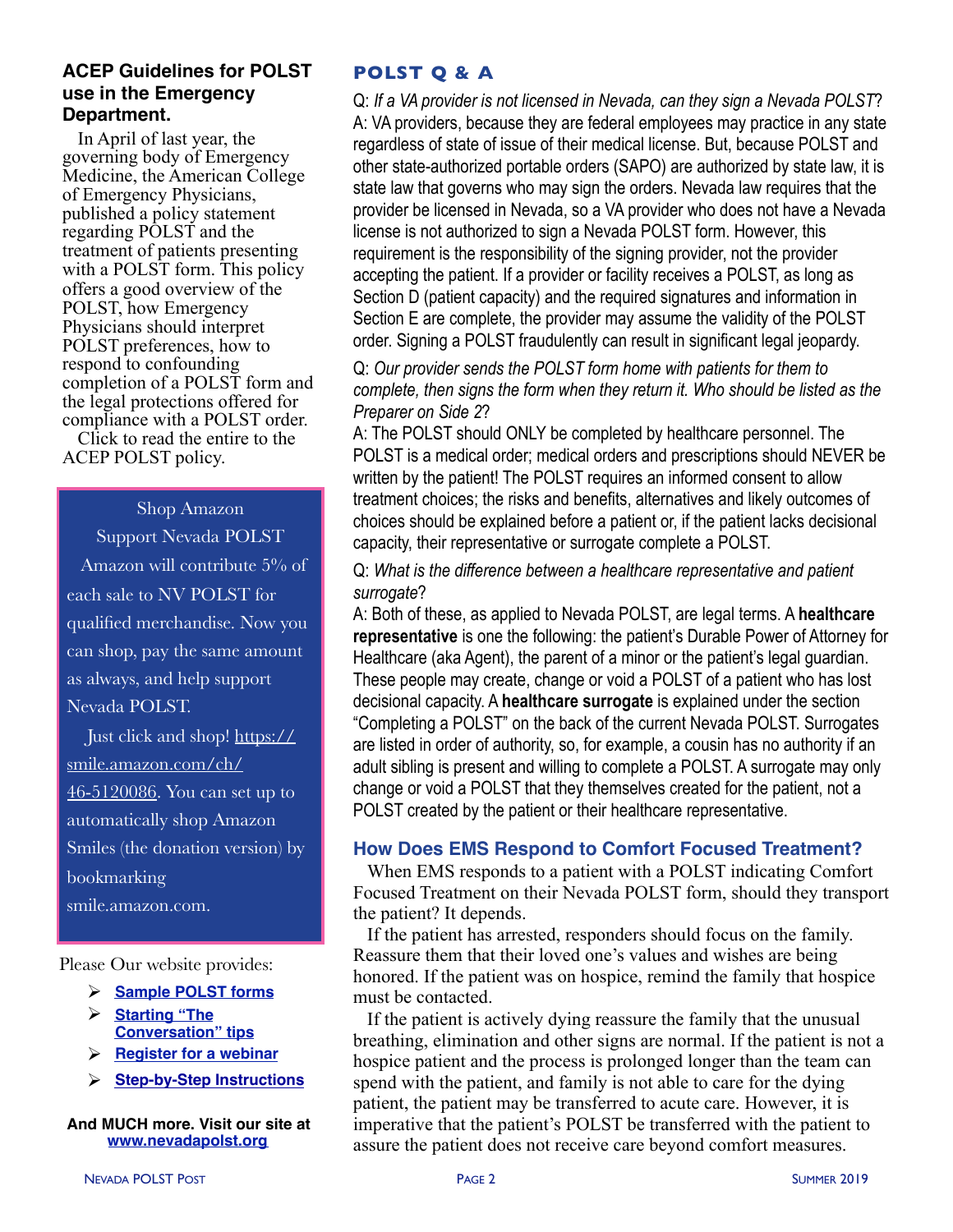## ACEP Guidelines for POLST use in the Emergency Department.

In April of last year, the governing body of Emergency Medicine, the American College of Emergency Physicians, published a policy statement regarding POLST and the treatment of patients presenting with a POLST form. This policy offers a good overview of the POLST, how Emergency Physicians should interpret POLST preferences, how to respond to confounding completion of a POLST form and the legal protections offered for compliance with a POLST order.

Click to read the entire to the ACEP POLST policy.

Shop Amazon

Support Nevada POLST

Amazon will contribute 5% of each sale to NV POLST for qualified merchandise. Now you can shop, pay the same amount as always, and help support Nevada POLST.

Just click and shop! https://smile.amazon.com/ch/46-5120086. You can set up to automatically shop Amazon Smiles (the donation version) by bookmarking smile.amazon.com.

Please Our website provides:

- **Sample POLST forms**
- **Starting "The Conversation" tips**
- **Register for a webinar**
- **Step-by-Step Instructions**

**And MUCH more. Visit our site at www.nevadapolst.org**

## POLST Q & A

Q: *If a VA provider is not licensed in Nevada, can they sign a Nevada POLST*?
A: VA providers, because they are federal employees may practice in any state regardless of state of issue of their medical license. But, because POLST and other state-authorized portable orders (SAPO) are authorized by state law, it is state law that governs who may sign the orders. Nevada law requires that the provider be licensed in Nevada, so a VA provider who does not have a Nevada license is not authorized to sign a Nevada POLST form. However, this requirement is the responsibility of the signing provider, not the provider accepting the patient. If a provider or facility receives a POLST, as long as Section D (patient capacity) and the required signatures and information in Section E are complete, the provider may assume the validity of the POLST order. Signing a POLST fraudulently can result in significant legal jeopardy.

Q: *Our provider sends the POLST form home with patients for them to complete, then signs the form when they return it. Who should be listed as the Preparer on Side 2*?
A: The POLST should ONLY be completed by healthcare personnel. The POLST is a medical order; medical orders and prescriptions should NEVER be written by the patient! The POLST requires an informed consent to allow treatment choices; the risks and benefits, alternatives and likely outcomes of choices should be explained before a patient or, if the patient lacks decisional capacity, their representative or surrogate complete a POLST.

Q: *What is the difference between a healthcare representative and patient surrogate*?
A: Both of these, as applied to Nevada POLST, are legal terms. A **healthcare representative** is one the following: the patient's Durable Power of Attorney for Healthcare (aka Agent), the parent of a minor or the patient's legal guardian. These people may create, change or void a POLST of a patient who has lost decisional capacity. A **healthcare surrogate** is explained under the section "Completing a POLST" on the back of the current Nevada POLST. Surrogates are listed in order of authority, so, for example, a cousin has no authority if an adult sibling is present and willing to complete a POLST. A surrogate may only change or void a POLST that they themselves created for the patient, not a POLST created by the patient or their healthcare representative.

## How Does EMS Respond to Comfort Focused Treatment?

When EMS responds to a patient with a POLST indicating Comfort Focused Treatment on their Nevada POLST form, should they transport the patient? It depends.

If the patient has arrested, responders should focus on the family. Reassure them that their loved one's values and wishes are being honored. If the patient was on hospice, remind the family that hospice must be contacted.

If the patient is actively dying reassure the family that the unusual breathing, elimination and other signs are normal. If the patient is not a hospice patient and the process is prolonged longer than the team can spend with the patient, and family is not able to care for the dying patient, the patient may be transferred to acute care. However, it is imperative that the patient's POLST be transferred with the patient to assure the patient does not receive care beyond comfort measures.